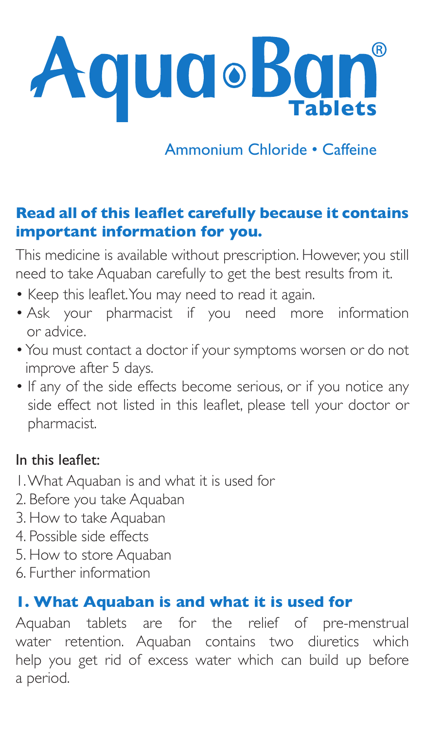# Aqua•Ban® Tablets

Ammonium Chloride • Caffeine

**Read all of this leaflet carefully because it contains important information for you.**

This medicine is available without prescription. However, you still need to take Aquaban carefully to get the best results from it.

- Keep this leaflet. You may need to read it again.
- Ask your pharmacist if you need more information or advice.
- You must contact a doctor if your symptoms worsen or do not improve after 5 days.
- If any of the side effects become serious, or if you notice any side effect not listed in this leaflet, please tell your doctor or pharmacist.

In this leaflet:

1. What Aquaban is and what it is used for
2. Before you take Aquaban
3. How to take Aquaban
4. Possible side effects
5. How to store Aquaban
6. Further information

## 1. What Aquaban is and what it is used for

Aquaban tablets are for the relief of pre-menstrual water retention. Aquaban contains two diuretics which help you get rid of excess water which can build up before a period.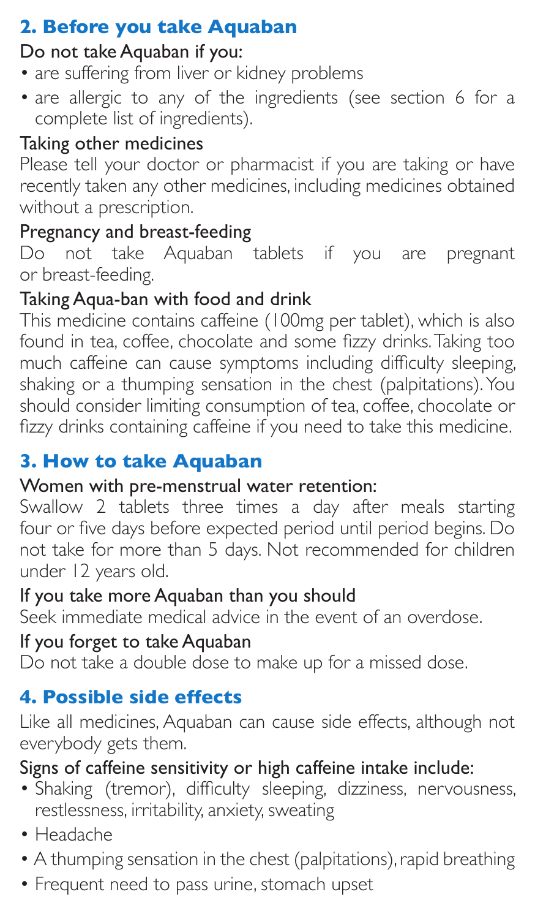## 2. Before you take Aquaban

Do not take Aquaban if you:

- are suffering from liver or kidney problems
- are allergic to any of the ingredients (see section 6 for a complete list of ingredients).

Taking other medicines

Please tell your doctor or pharmacist if you are taking or have recently taken any other medicines, including medicines obtained without a prescription.

Pregnancy and breast-feeding

Do not take Aquaban tablets if you are pregnant or breast-feeding.

Taking Aqua-ban with food and drink

This medicine contains caffeine (100mg per tablet), which is also found in tea, coffee, chocolate and some fizzy drinks. Taking too much caffeine can cause symptoms including difficulty sleeping, shaking or a thumping sensation in the chest (palpitations). You should consider limiting consumption of tea, coffee, chocolate or fizzy drinks containing caffeine if you need to take this medicine.

## 3. How to take Aquaban

Women with pre-menstrual water retention:

Swallow 2 tablets three times a day after meals starting four or five days before expected period until period begins. Do not take for more than 5 days. Not recommended for children under 12 years old.

If you take more Aquaban than you should

Seek immediate medical advice in the event of an overdose.

If you forget to take Aquaban

Do not take a double dose to make up for a missed dose.

## 4. Possible side effects

Like all medicines, Aquaban can cause side effects, although not everybody gets them.

Signs of caffeine sensitivity or high caffeine intake include:

- Shaking (tremor), difficulty sleeping, dizziness, nervousness, restlessness, irritability, anxiety, sweating
- Headache
- A thumping sensation in the chest (palpitations), rapid breathing
- Frequent need to pass urine, stomach upset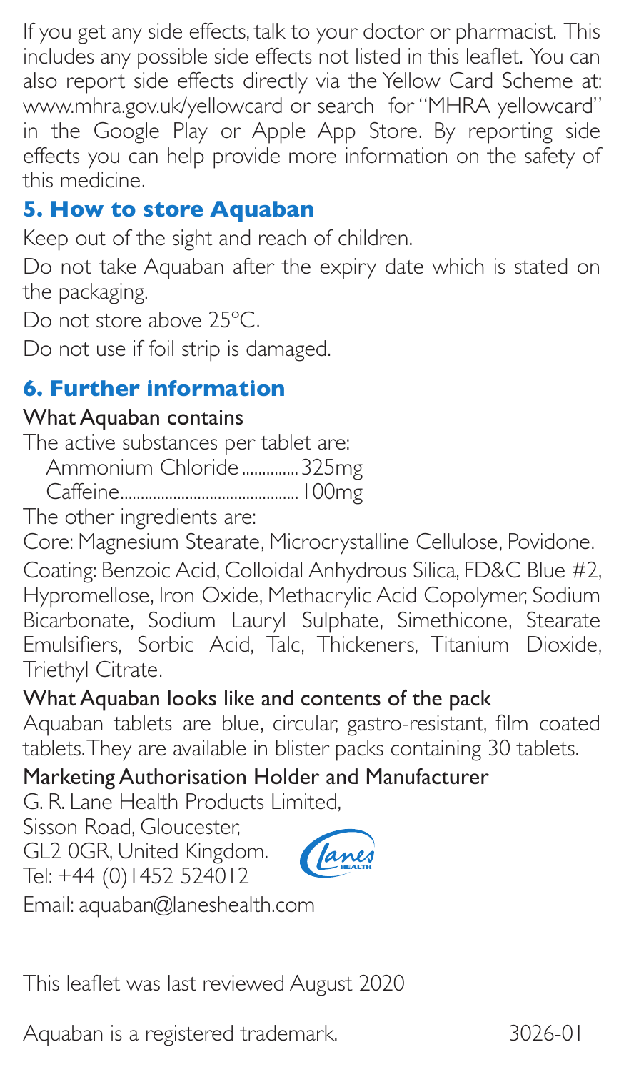If you get any side effects, talk to your doctor or pharmacist. This includes any possible side effects not listed in this leaflet. You can also report side effects directly via the Yellow Card Scheme at: www.mhra.gov.uk/yellowcard or search for "MHRA yellowcard" in the Google Play or Apple App Store. By reporting side effects you can help provide more information on the safety of this medicine.

## 5. How to store Aquaban

Keep out of the sight and reach of children.

Do not take Aquaban after the expiry date which is stated on the packaging.

Do not store above 25°C.

Do not use if foil strip is damaged.

## 6. Further information

### What Aquaban contains

The active substances per tablet are:

Ammonium Chloride.............325mg
Caffeine............................................100mg

The other ingredients are:

Core: Magnesium Stearate, Microcrystalline Cellulose, Povidone.

Coating: Benzoic Acid, Colloidal Anhydrous Silica, FD&C Blue #2, Hypromellose, Iron Oxide, Methacrylic Acid Copolymer, Sodium Bicarbonate, Sodium Lauryl Sulphate, Simethicone, Stearate Emulsifiers, Sorbic Acid, Talc, Thickeners, Titanium Dioxide, Triethyl Citrate.

### What Aquaban looks like and contents of the pack

Aquaban tablets are blue, circular, gastro-resistant, film coated tablets. They are available in blister packs containing 30 tablets.

### Marketing Authorisation Holder and Manufacturer

G. R. Lane Health Products Limited,
Sisson Road, Gloucester,
GL2 0GR, United Kingdom.
Tel: +44 (0)1452 524012
Email: aquaban@laneshealth.com

This leaflet was last reviewed August 2020

Aquaban is a registered trademark. 3026-01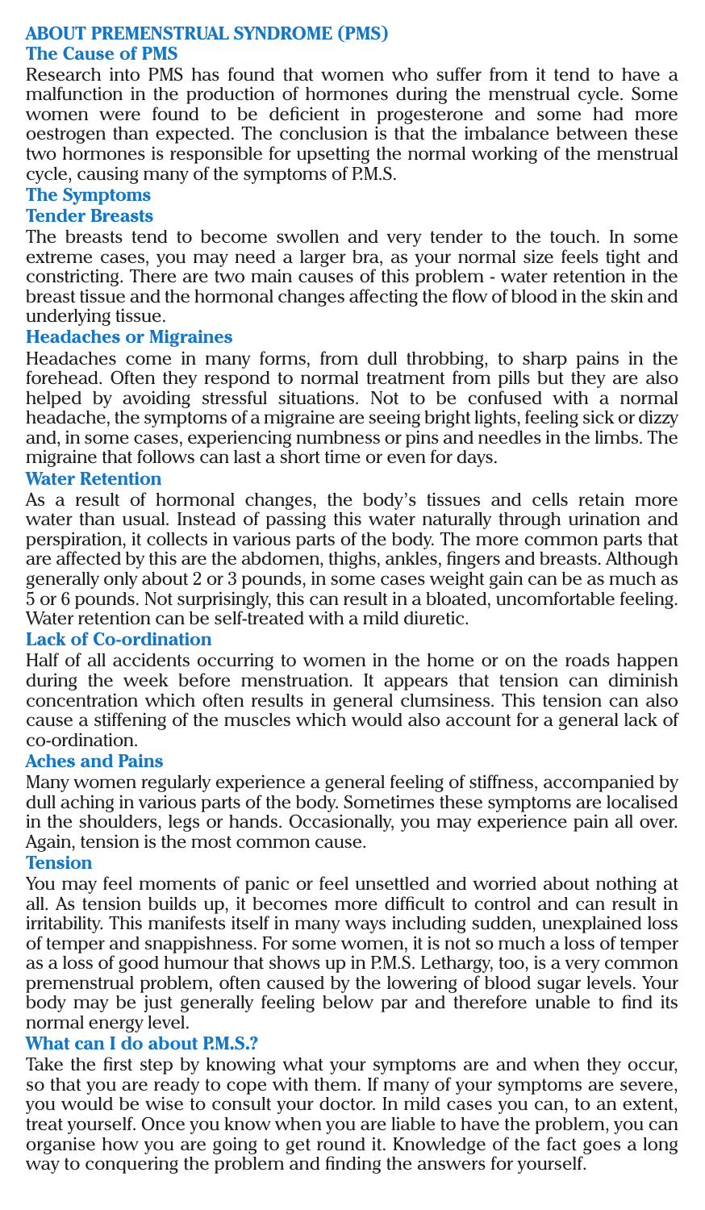## ABOUT PREMENSTRUAL SYNDROME (PMS)

### The Cause of PMS

Research into PMS has found that women who suffer from it tend to have a malfunction in the production of hormones during the menstrual cycle. Some women were found to be deficient in progesterone and some had more oestrogen than expected. The conclusion is that the imbalance between these two hormones is responsible for upsetting the normal working of the menstrual cycle, causing many of the symptoms of P.M.S.

### The Symptoms

#### Tender Breasts

The breasts tend to become swollen and very tender to the touch. In some extreme cases, you may need a larger bra, as your normal size feels tight and constricting. There are two main causes of this problem - water retention in the breast tissue and the hormonal changes affecting the flow of blood in the skin and underlying tissue.

#### Headaches or Migraines

Headaches come in many forms, from dull throbbing, to sharp pains in the forehead. Often they respond to normal treatment from pills but they are also helped by avoiding stressful situations. Not to be confused with a normal headache, the symptoms of a migraine are seeing bright lights, feeling sick or dizzy and, in some cases, experiencing numbness or pins and needles in the limbs. The migraine that follows can last a short time or even for days.

#### Water Retention

As a result of hormonal changes, the body's tissues and cells retain more water than usual. Instead of passing this water naturally through urination and perspiration, it collects in various parts of the body. The more common parts that are affected by this are the abdomen, thighs, ankles, fingers and breasts. Although generally only about 2 or 3 pounds, in some cases weight gain can be as much as 5 or 6 pounds. Not surprisingly, this can result in a bloated, uncomfortable feeling. Water retention can be self-treated with a mild diuretic.

#### Lack of Co-ordination

Half of all accidents occurring to women in the home or on the roads happen during the week before menstruation. It appears that tension can diminish concentration which often results in general clumsiness. This tension can also cause a stiffening of the muscles which would also account for a general lack of co-ordination.

#### Aches and Pains

Many women regularly experience a general feeling of stiffness, accompanied by dull aching in various parts of the body. Sometimes these symptoms are localised in the shoulders, legs or hands. Occasionally, you may experience pain all over. Again, tension is the most common cause.

#### Tension

You may feel moments of panic or feel unsettled and worried about nothing at all. As tension builds up, it becomes more difficult to control and can result in irritability. This manifests itself in many ways including sudden, unexplained loss of temper and snappishness. For some women, it is not so much a loss of temper as a loss of good humour that shows up in P.M.S. Lethargy, too, is a very common premenstrual problem, often caused by the lowering of blood sugar levels. Your body may be just generally feeling below par and therefore unable to find its normal energy level.

### What can I do about P.M.S.?

Take the first step by knowing what your symptoms are and when they occur, so that you are ready to cope with them. If many of your symptoms are severe, you would be wise to consult your doctor. In mild cases you can, to an extent, treat yourself. Once you know when you are liable to have the problem, you can organise how you are going to get round it. Knowledge of the fact goes a long way to conquering the problem and finding the answers for yourself.